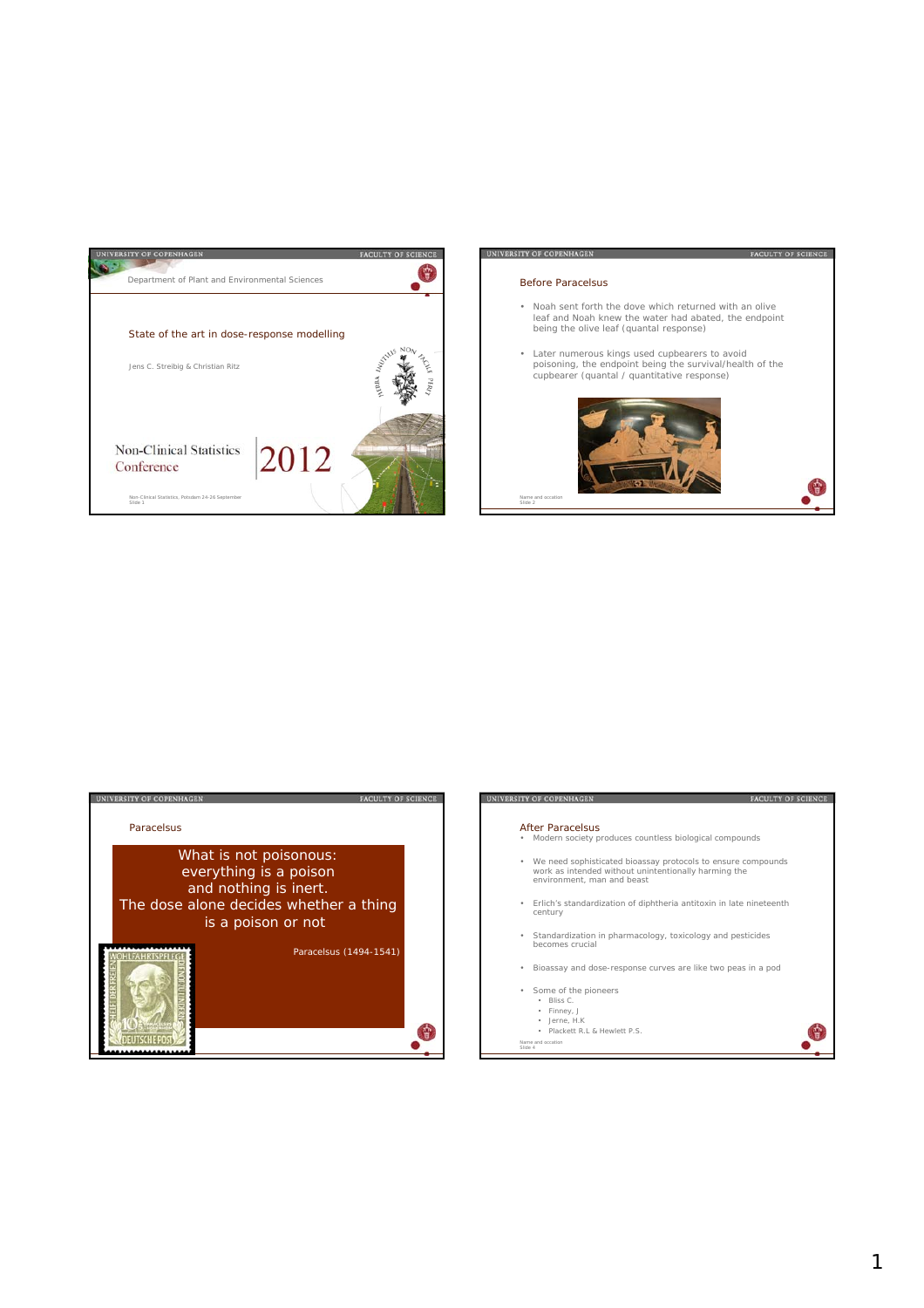Department of Plant and Environmental Sciences

## State of the art in dose-response modelling

Jens C. Streibig & Christian Ritz

Non-Clinical Statistics Conference 2012

---

## Before Paracelsus

- Noah sent forth the dove which returned with an olive leaf and Noah knew the water had abated, the endpoint being the olive leaf (quantal response)
- Later numerous kings used cupbearers to avoid poisoning, the endpoint being the survival/health of the cupbearer (quantal / quantitative response)

---

## Paracelsus

What is not poisonous:
everything is a poison
and nothing is inert.
The dose alone decides whether a thing
is a poison or not

Paracelsus (1494-1541)

---

## After Paracelsus

- Modern society produces countless biological compounds
- We need sophisticated bioassay protocols to ensure compounds work as intended without unintentionally harming the environment, man and beast
- Erlich's standardization of diphtheria antitoxin in late nineteenth century
- Standardization in pharmacology, toxicology and pesticides becomes crucial
- Bioassay and dose-response curves are like two peas in a pod
- Some of the pioneers
  - Bliss C.
  - Finney, J
  - Jerne, H.K
  - Plackett R.L & Hewlett P.S.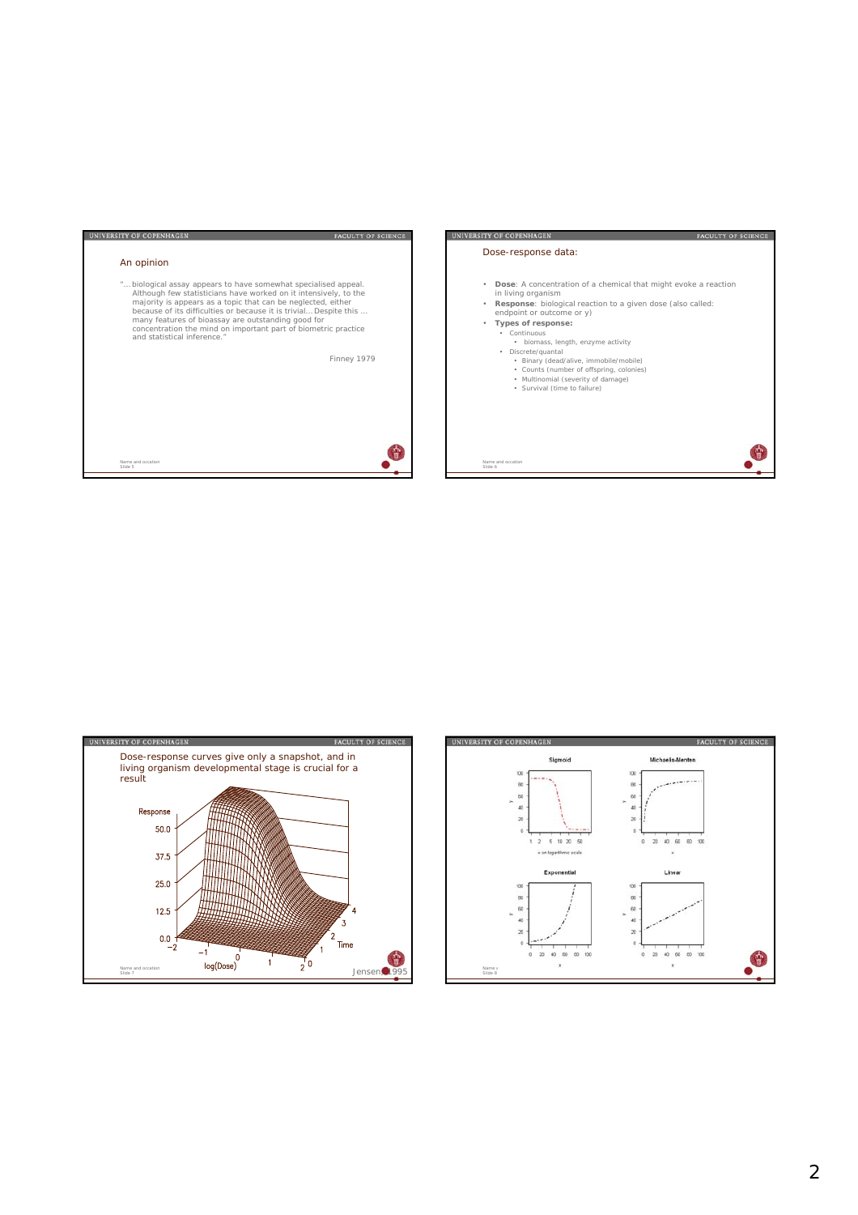## An opinion

"…biological assay appears to have somewhat specialised appeal. Although few statisticians have worked on it intensively, to the majority is appears as a topic that can be neglected, either because of its difficulties or because it is trivial… Despite this … many features of bioassay are outstanding good for concentration the mind on important part of biometric practice and statistical inference."

Finney 1979

## Dose-response data:

- **Dose**: A concentration of a chemical that might evoke a reaction in living organism
- **Response**: biological reaction to a given dose (also called: endpoint or outcome or y)
- **Types of response:**
  - Continuous
    - biomass, length, enzyme activity
  - Discrete/quantal
    - Binary (dead/alive, immobile/mobile)
    - Counts (number of offspring, colonies)
    - Multinomial (severity of damage)
    - Survival (time to failure)

## Dose-response curves give only a snapshot, and in living organism developmental stage is crucial for a result

Jensen 1995

Sigmoid

Michaelis-Menten

Exponential

Linear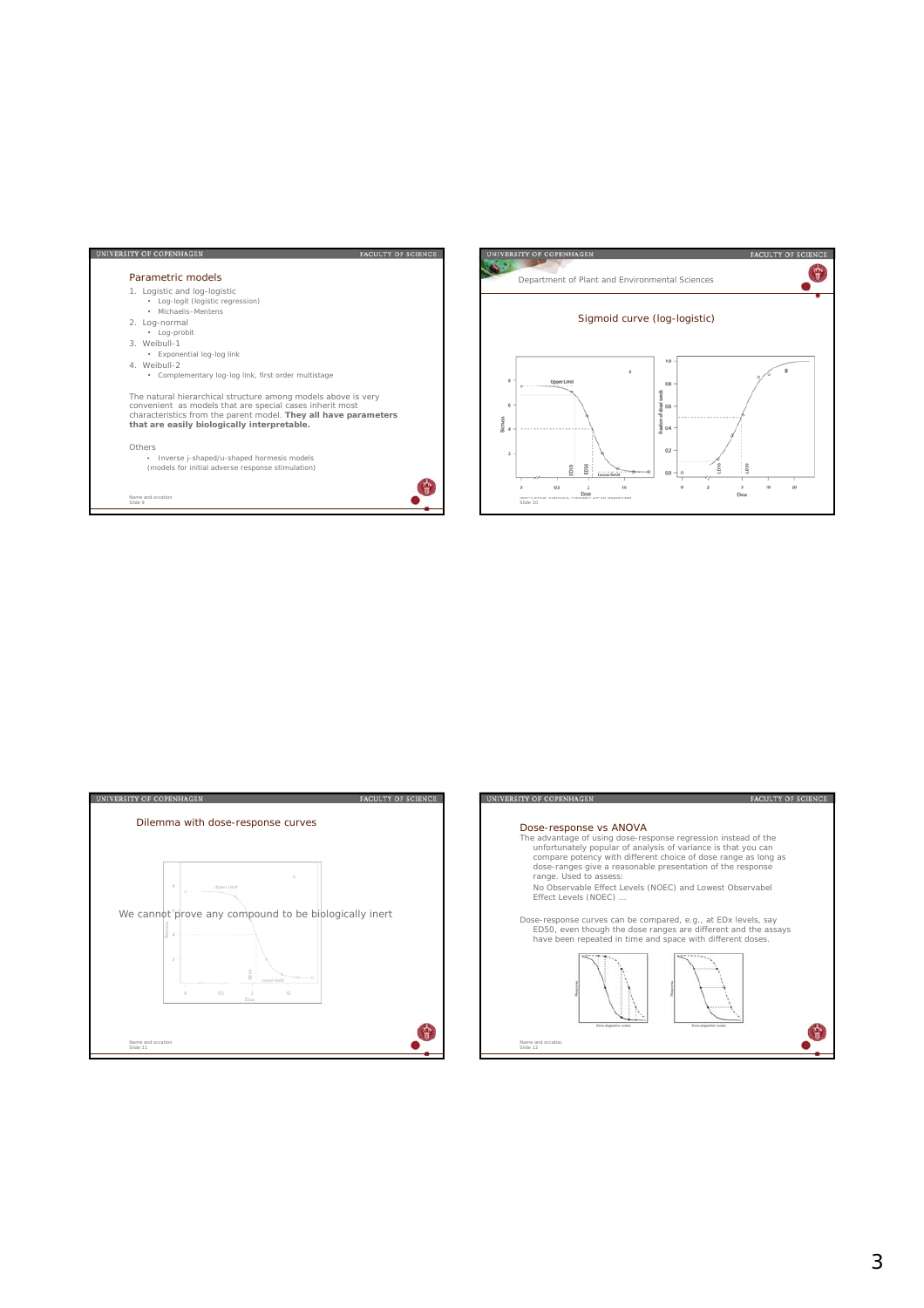## Parametric models

1. Logistic and log-logistic
   - Log-logit (logistic regression)
   - Michaelis–Mentens
2. Log-normal
   - Log-probit
3. Weibull-1
   - Exponential log-log link
4. Weibull-2
   - Complementary log-log link, first order multistage

The natural hierarchical structure among models above is very convenient as models that are special cases inherit most characteristics from the parent model. **They all have parameters that are easily biologically interpretable.**

Others

- Inverse j-shaped/u-shaped hormesis models (models for initial adverse response stimulation)

Department of Plant and Environmental Sciences

## Sigmoid curve (log-logistic)

## Dilemma with dose-response curves

We cannot prove any compound to be biologically inert

## Dose-response vs ANOVA

The advantage of using dose-response regression instead of the unfortunately popular of analysis of variance is that you can compare potency with different choice of dose range as long as dose-ranges give a reasonable presentation of the response range. Used to assess:

No Observable Effect Levels (NOEC) and Lowest Observabel Effect Levels (NOEC) ...

Dose-response curves can be compared, e.g., at EDx levels, say ED50, even though the dose ranges are different and the assays have been repeated in time and space with different doses.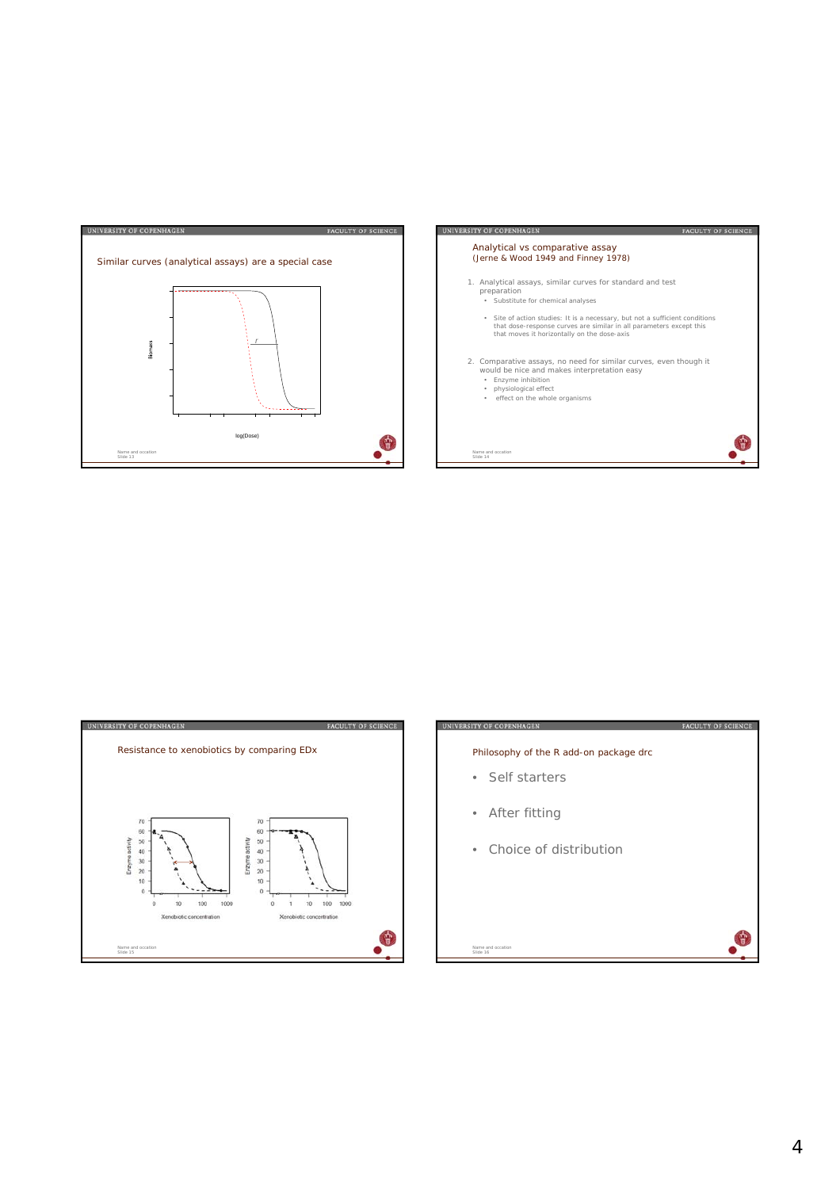## Similar curves (analytical assays) are a special case

## Analytical vs comparative assay
(Jerne & Wood 1949 and Finney 1978)

1. Analytical assays, similar curves for standard and test preparation
   - Substitute for chemical analyses
   - Site of action studies: It is a necessary, but not a sufficient conditions that dose-response curves are similar in all parameters except this that moves it horizontally on the dose-axis

2. Comparative assays, no need for similar curves, even though it would be nice and makes interpretation easy
   - Enzyme inhibition
   - physiological effect
   - effect on the whole organisms

## Resistance to xenobiotics by comparing EDx

## Philosophy of the R add-on package drc

- Self starters
- After fitting
- Choice of distribution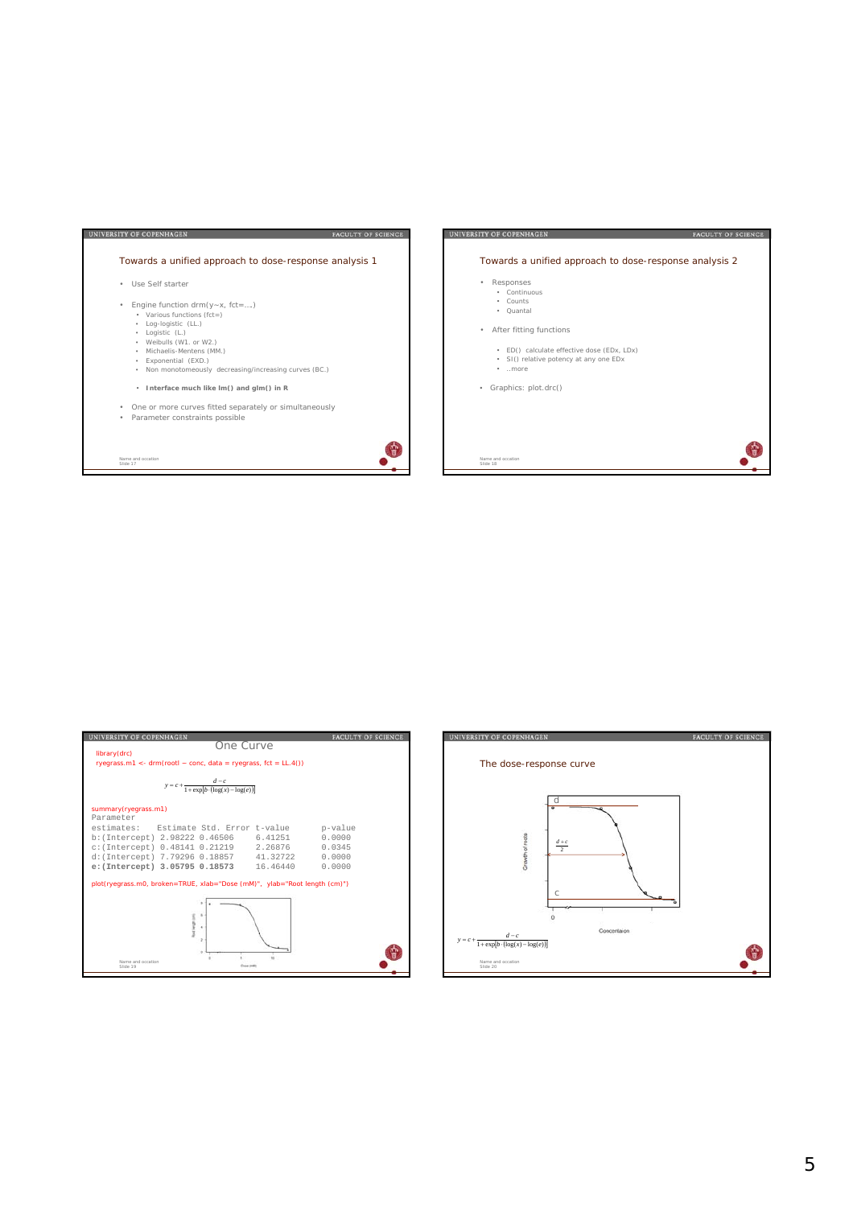## Towards a unified approach to dose-response analysis 1

- Use Self starter
- Engine function drm(y~x, fct=….)
  - Various functions (fct=)
  - Log-logistic (LL.)
  - Logistic (L.)
  - Weibulls (W1. or W2.)
  - Michaelis-Mentens (MM.)
  - Exponential (EXD.)
  - Non monotomeously decreasing/increasing curves (BC.)
    - **Interface much like lm() and glm() in R**
- One or more curves fitted separately or simultaneously
- Parameter constraints possible

## Towards a unified approach to dose-response analysis 2

- Responses
  - Continuous
  - Counts
  - Quantal
- After fitting functions
  - ED() calculate effective dose (EDx, LDx)
  - SI() relative potency at any one EDx
  - ..more
- Graphics: plot.drc()

## One Curve

```
library(drc)
ryegrass.m1 <- drm(rootl ~ conc, data = ryegrass, fct = LL.4())
```

$$y = c + \frac{d - c}{1 + \exp[b \cdot (\log(x) - \log(e))]}$$

```
summary(ryegrass.m1)
Parameter
estimates:    Estimate Std. Error t-value      p-value
b:(Intercept) 2.98222 0.46506     6.41251      0.0000
c:(Intercept) 0.48141 0.21219     2.26876      0.0345
d:(Intercept) 7.79296 0.18857     41.32722     0.0000
e:(Intercept) 3.05795 0.18573     16.46440     0.0000
```

```
plot(ryegrass.m0, broken=TRUE, xlab="Dose (mM)", ylab="Root length (cm)")
```

## The dose-response curve

$$y = c + \frac{d - c}{1 + \exp[b \cdot (\log(x) - \log(e))]}$$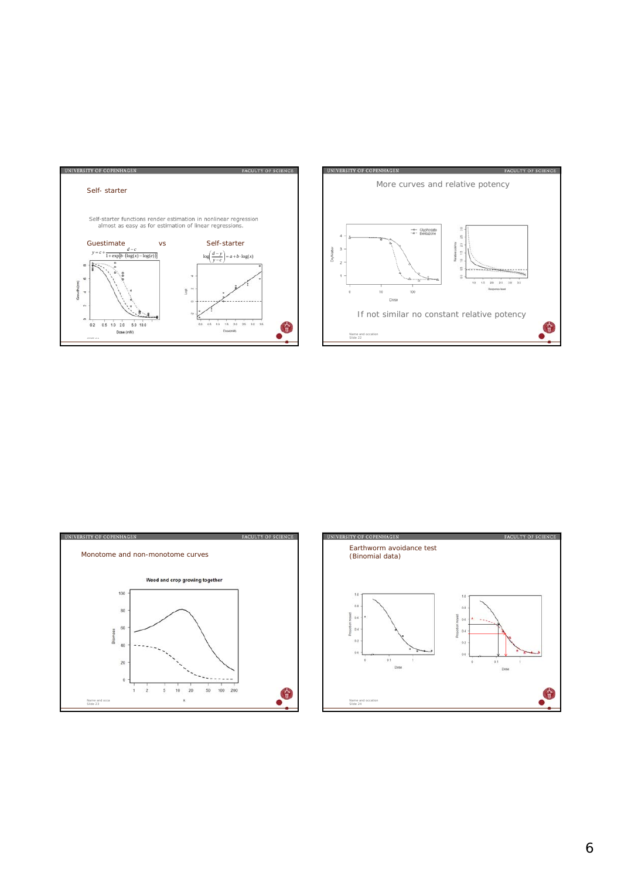## Self- starter

Self-starter functions render estimation in nonlinear regression almost as easy as for estimation of linear regressions.

Guestimate vs Self-starter

$$y = c + \frac{d-c}{1+\exp[b\cdot(\log(x)-\log(e))]}$$

$$\log\left(\frac{d-y}{y-c}\right) = a + b\cdot\log(x)$$

## More curves and relative potency

If not similar no constant relative potency

## Monotome and non-monotome curves

Weed and crop growing together

## Earthworm avoidance test (Binomial data)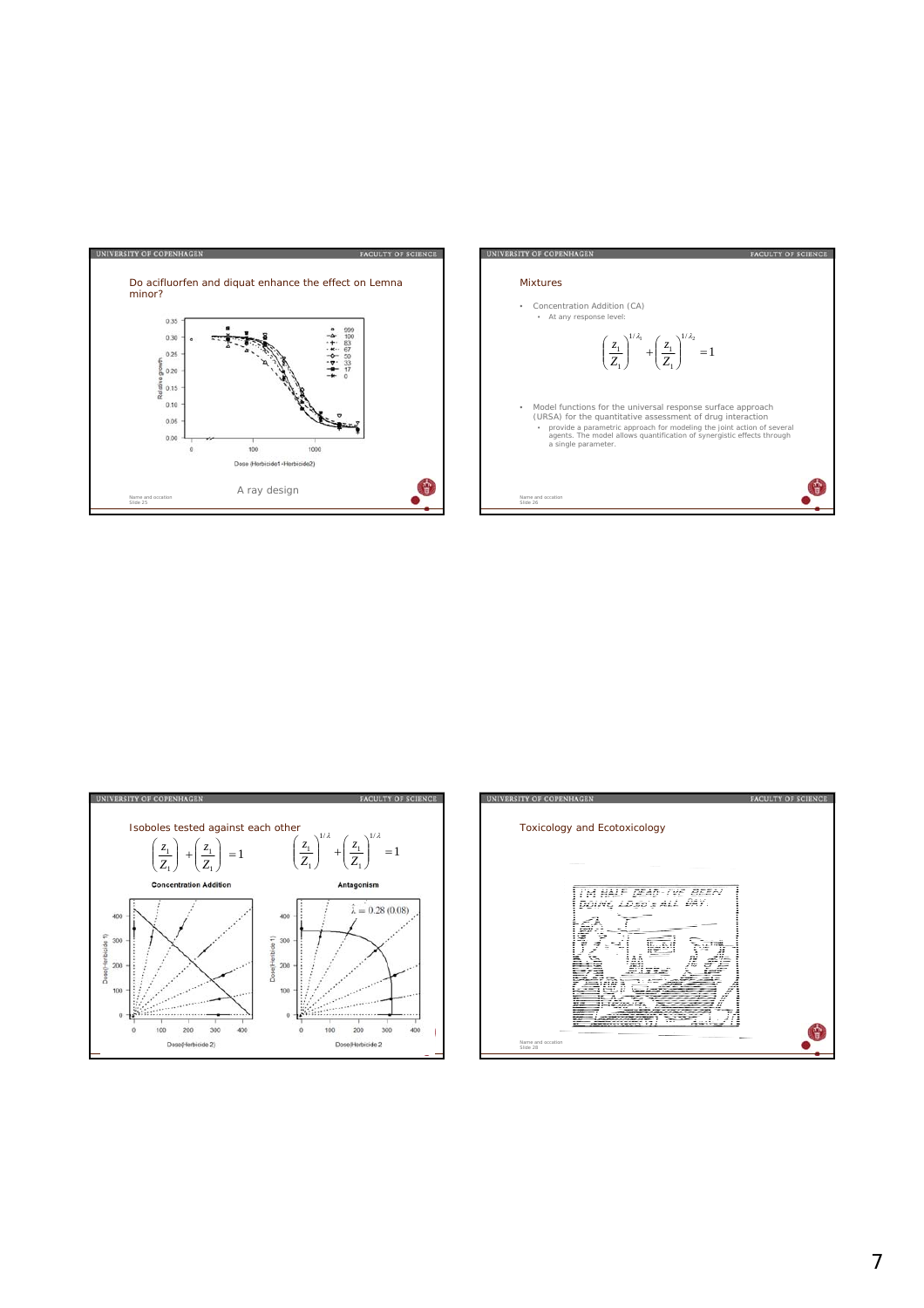## Do acifluorfen and diquat enhance the effect on Lemna minor?

A ray design

## Mixtures

- Concentration Addition (CA)
  - At any response level:

$$\left(\frac{z_1}{Z_1}\right)^{1/\lambda_1} + \left(\frac{z_1}{Z_1}\right)^{1/\lambda_2} = 1$$

- Model functions for the universal response surface approach (URSA) for the quantitative assessment of drug interaction
  - provide a parametric approach for modeling the joint action of several agents. The model allows quantification of synergistic effects through a single parameter.

## Isoboles tested against each other

$$\left(\frac{z_1}{Z_1}\right) + \left(\frac{z_1}{Z_1}\right) = 1 \qquad \left(\frac{z_1}{Z_1}\right)^{1/\lambda} + \left(\frac{z_1}{Z_1}\right)^{1/\lambda} = 1$$

Concentration Addition | Antagonism

$\hat{\lambda} = 0.28\ (0.08)$

## Toxicology and Ecotoxicology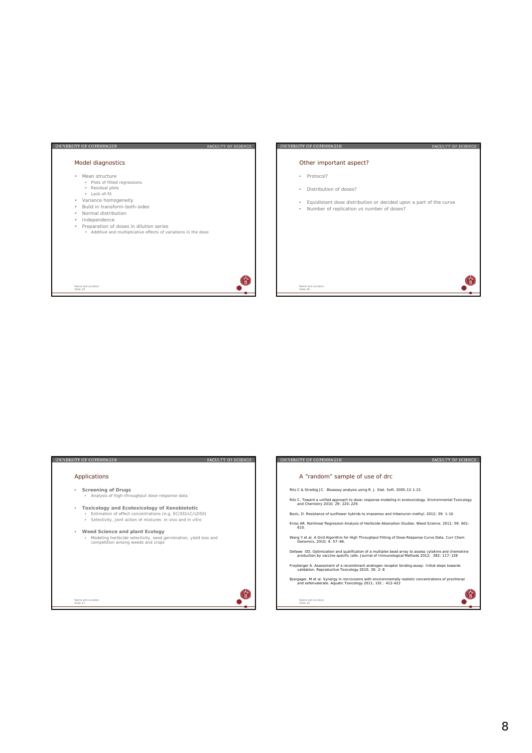## Model diagnostics

- Mean structure
  - Plots of fitted regressions
  - Residual plots
  - Lack-of-fit
- Variance homogeneity
- Build in transform-both-sides
- Normal distribution
- Independence
- Preparation of doses in dilution series
  - Additive and multiplicative effects of variations in the dose

Name and occation
Slide 29

## Other important aspect?

- Protocol?
- Distribution of doses?
- Equidistant dose distribution or decided upon a part of the curve
- Number of replication vs number of doses?

Name and occation
Slide 30

## Applications

- **Screening of Drugs**
  - Analysis of high-throughput dose-response data
- **Toxicology and Ecotoxicology of Xenobiototic**
  - Estimation of effect concentrations (e.g. EC/ED/LC/LD50)
  - Selectivity, joint action of mixtures in vivo and in vitro
- **Weed Science and plant Ecology**
  - Modeling herbicide selectivity, seed germination, yield loss and competition among weeds and crops

Name and occation
Slide 31

## A "random" sample of use of drc

Ritz C & Streibig JC. Bioassay analysis using R. J. Stat. Soft. 2005;12:1-22.

Ritz C. Toward a unified approach to dose- response modeling in ecotoxicology. Environmental Toxicology and Chemistry 2010; 29: 220–229.

Bozic, D. Resistance of sunflower hybrids to imazamox and tribenuron-methyl. 2012; 39: 1-10

Kniss AR. Nonlinear Regression Analysis of Herbicide Absorption Studies. Weed Science. 2011; 59: 601-610.

Wang Y et al. A Grid Algorithm for High Throughput Fitting of Dose-Response Curve Data. Curr Chem Genomics. 2010; 4: 57–66.

Defawe OD. Optimization and qualification of a multiplex bead array to assess cytokine and chemokine production by vaccine-specific cells. Journal of Immunological Methods 2012; 382: 117–128

Freyberger A. Assessment of a recombinant androgen receptor binding assay: Initial steps towards validation. Reproductive Toxicology 2010; 30: 2–8

Bjergager, M et al. Synergy in microcosms with environmentally realistic concentrations of prochloraz and esfenvalerate. Aquatic Toxicology 2011; 101 : 412-422

Name and occation
Slide 32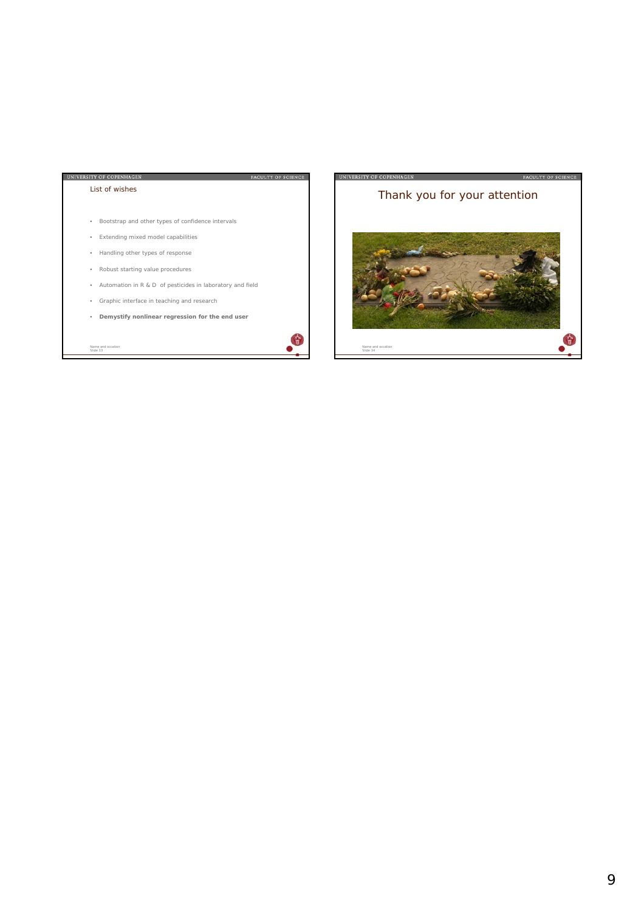## List of wishes

- Bootstrap and other types of confidence intervals
- Extending mixed model capabilities
- Handling other types of response
- Robust starting value procedures
- Automation in R & D of pesticides in laboratory and field
- Graphic interface in teaching and research
- **Demystify nonlinear regression for the end user**

## Thank you for your attention